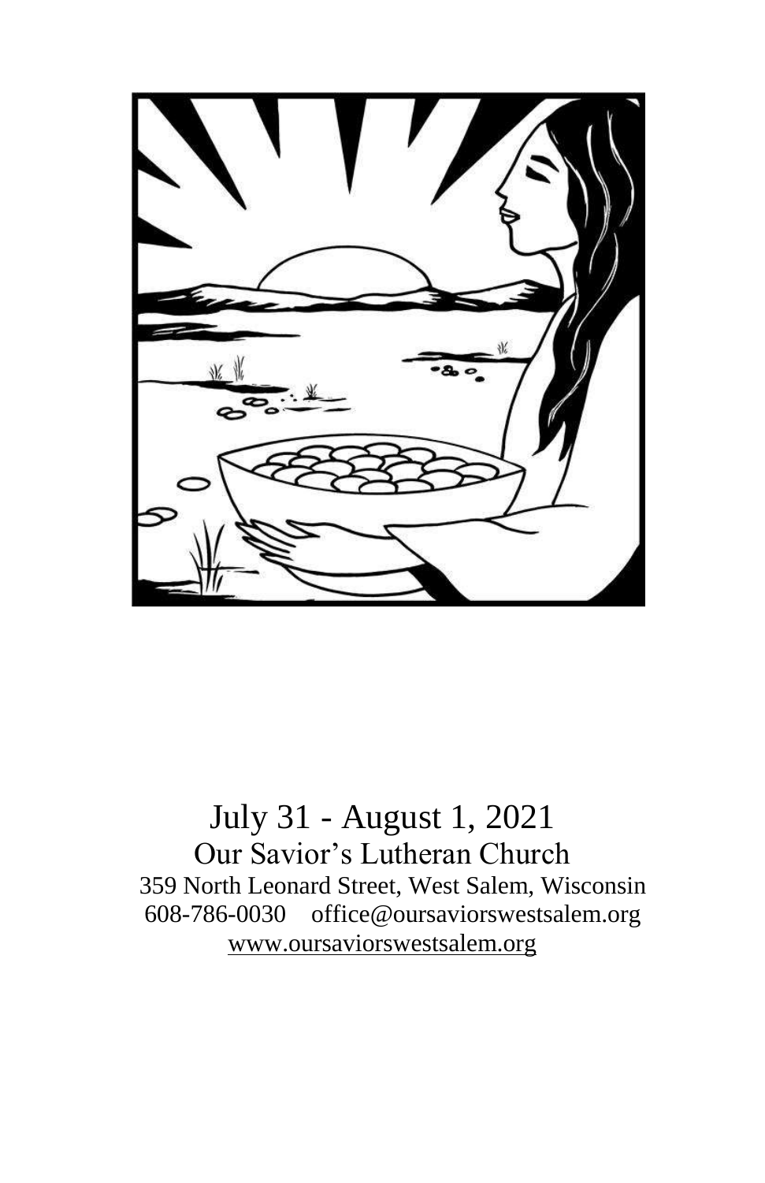July 31 - August 1, 2021

Our Savior's Lutheran Church

359 North Leonard Street, West Salem, Wisconsin

608-786-0030 office@oursaviorswestsalem.org

www.oursaviorswestsalem.org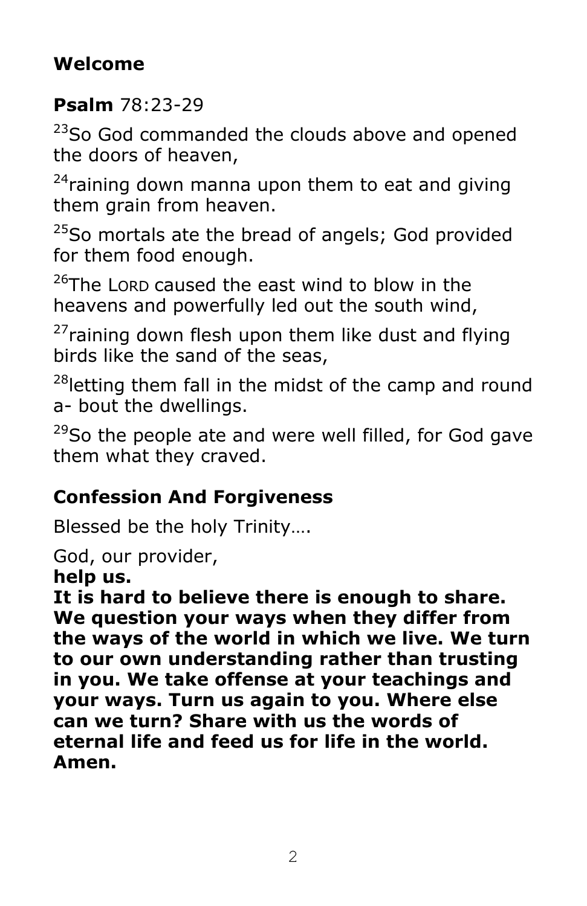**Welcome**

**Psalm** 78:23-29

[23]So God commanded the clouds above and opened the doors of heaven,

[24]raining down manna upon them to eat and giving them grain from heaven.

[25]So mortals ate the bread of angels; God provided for them food enough.

[26]The LORD caused the east wind to blow in the heavens and powerfully led out the south wind,

[27]raining down flesh upon them like dust and flying birds like the sand of the seas,

[28]letting them fall in the midst of the camp and round a- bout the dwellings.

[29]So the people ate and were well filled, for God gave them what they craved.

**Confession And Forgiveness**

Blessed be the holy Trinity….

God, our provider,
**help us.**
**It is hard to believe there is enough to share. We question your ways when they differ from the ways of the world in which we live. We turn to our own understanding rather than trusting in you. We take offense at your teachings and your ways. Turn us again to you. Where else can we turn? Share with us the words of eternal life and feed us for life in the world. Amen.**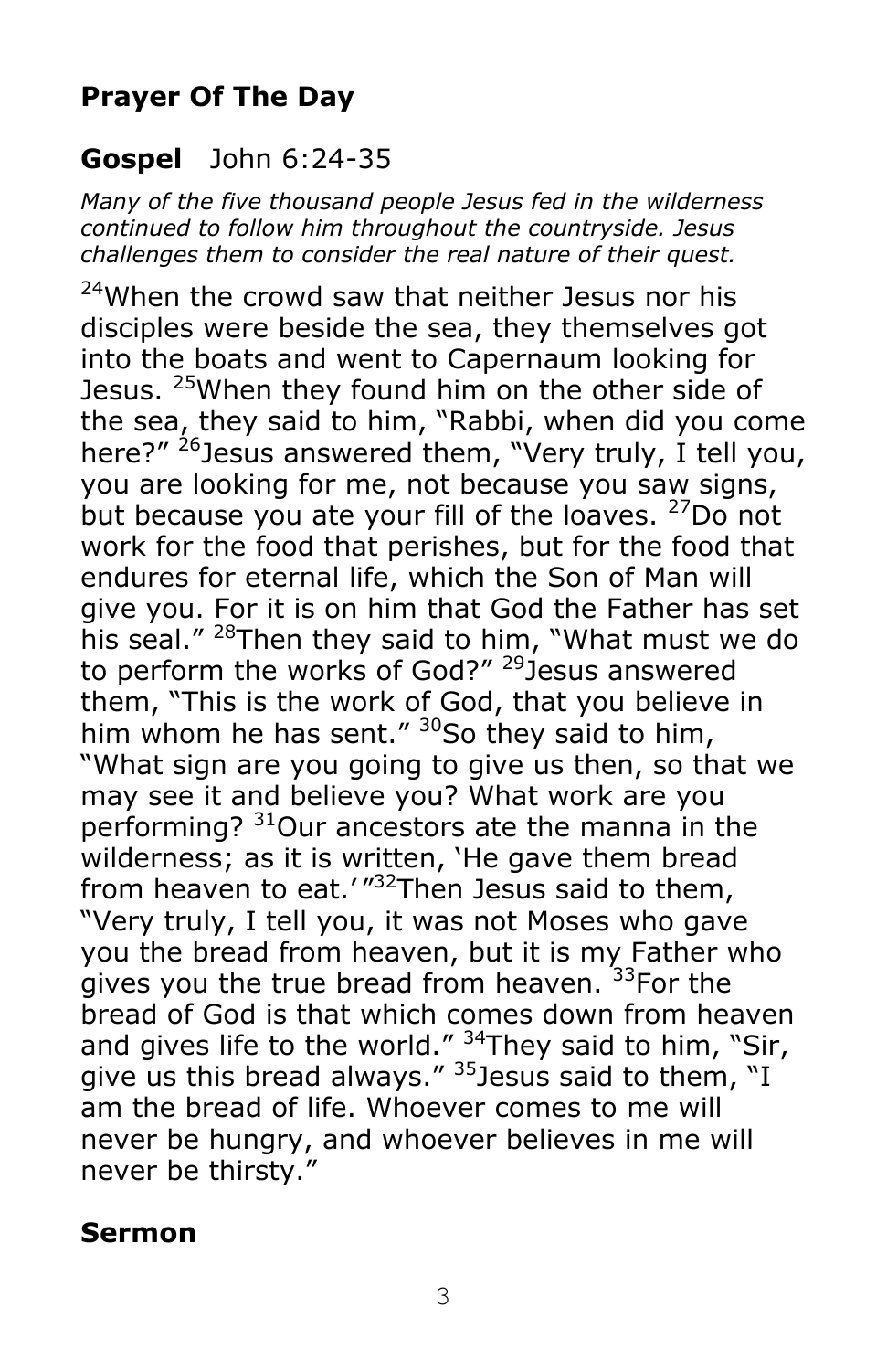## Prayer Of The Day

## **Gospel** John 6:24-35

*Many of the five thousand people Jesus fed in the wilderness continued to follow him throughout the countryside. Jesus challenges them to consider the real nature of their quest.*

[24]When the crowd saw that neither Jesus nor his disciples were beside the sea, they themselves got into the boats and went to Capernaum looking for Jesus. [25]When they found him on the other side of the sea, they said to him, "Rabbi, when did you come here?" [26]Jesus answered them, "Very truly, I tell you, you are looking for me, not because you saw signs, but because you ate your fill of the loaves. [27]Do not work for the food that perishes, but for the food that endures for eternal life, which the Son of Man will give you. For it is on him that God the Father has set his seal." [28]Then they said to him, "What must we do to perform the works of God?" [29]Jesus answered them, "This is the work of God, that you believe in him whom he has sent." [30]So they said to him, "What sign are you going to give us then, so that we may see it and believe you? What work are you performing? [31]Our ancestors ate the manna in the wilderness; as it is written, 'He gave them bread from heaven to eat.'"[32]Then Jesus said to them, "Very truly, I tell you, it was not Moses who gave you the bread from heaven, but it is my Father who gives you the true bread from heaven. [33]For the bread of God is that which comes down from heaven and gives life to the world." [34]They said to him, "Sir, give us this bread always." [35]Jesus said to them, "I am the bread of life. Whoever comes to me will never be hungry, and whoever believes in me will never be thirsty."

## Sermon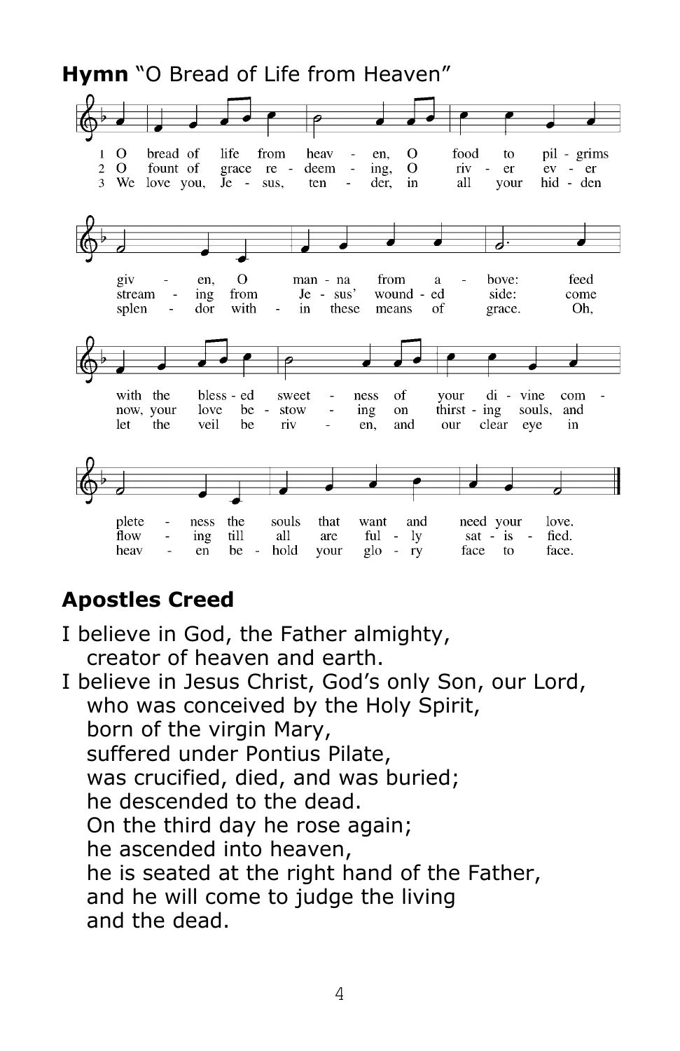**Hymn** "O Bread of Life from Heaven"

1 O bread of life from heav - en, O food to pil - grims giv - en, O man - na from a - bove: feed with the bless - ed sweet - ness of your di - vine com - plete - ness the souls that want and need your love.

2 O fount of grace re - deem - ing, O riv - er ev - er stream - ing from Je - sus' wound - ed side: come now, your love be - stow - ing on thirst - ing souls, and flow - ing till all are ful - ly sat - is - fied.

3 We love you, Je - sus, ten - der, in all your hid - den splen - dor with - in these means of grace. Oh, let the veil be riv - en, and our clear eye in heav - en be - hold your glo - ry face to face.

## Apostles Creed

I believe in God, the Father almighty,
creator of heaven and earth.
I believe in Jesus Christ, God's only Son, our Lord,
who was conceived by the Holy Spirit,
born of the virgin Mary,
suffered under Pontius Pilate,
was crucified, died, and was buried;
he descended to the dead.
On the third day he rose again;
he ascended into heaven,
he is seated at the right hand of the Father,
and he will come to judge the living
and the dead.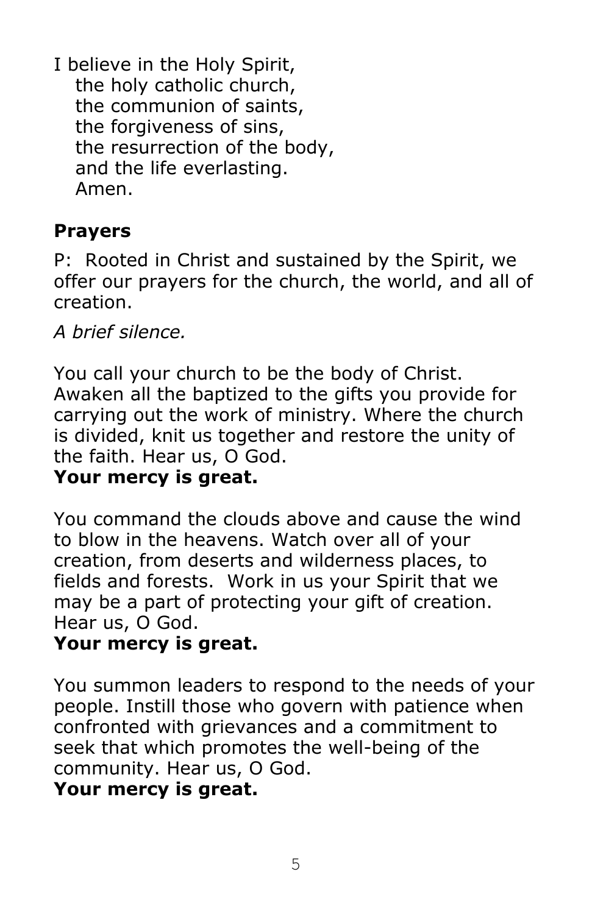I believe in the Holy Spirit,
the holy catholic church,
the communion of saints,
the forgiveness of sins,
the resurrection of the body,
and the life everlasting.
Amen.

## Prayers

P: Rooted in Christ and sustained by the Spirit, we offer our prayers for the church, the world, and all of creation.

*A brief silence.*

You call your church to be the body of Christ. Awaken all the baptized to the gifts you provide for carrying out the work of ministry. Where the church is divided, knit us together and restore the unity of the faith. Hear us, O God.
**Your mercy is great.**

You command the clouds above and cause the wind to blow in the heavens. Watch over all of your creation, from deserts and wilderness places, to fields and forests. Work in us your Spirit that we may be a part of protecting your gift of creation. Hear us, O God.
**Your mercy is great.**

You summon leaders to respond to the needs of your people. Instill those who govern with patience when confronted with grievances and a commitment to seek that which promotes the well-being of the community. Hear us, O God.
**Your mercy is great.**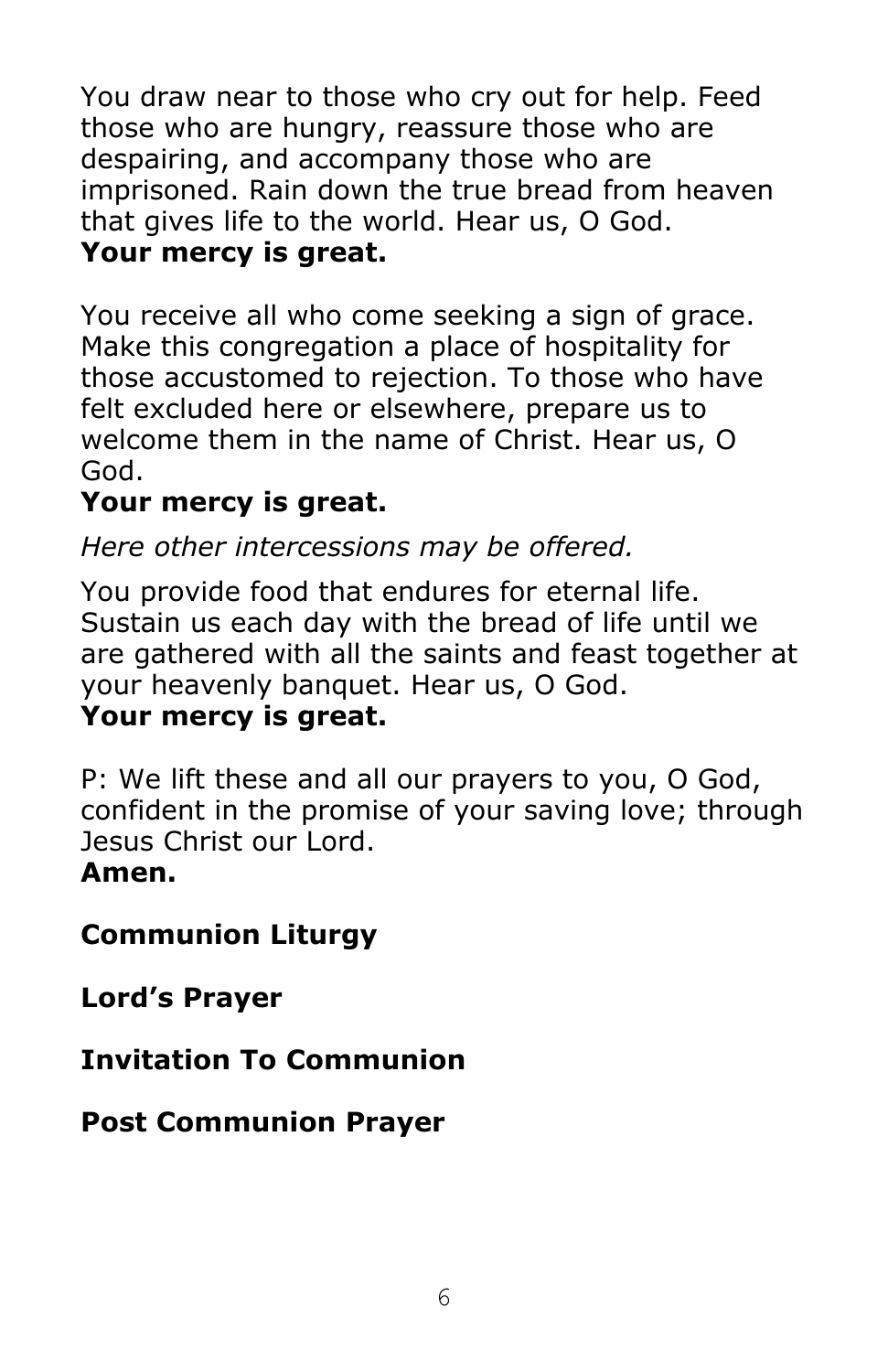You draw near to those who cry out for help. Feed those who are hungry, reassure those who are despairing, and accompany those who are imprisoned. Rain down the true bread from heaven that gives life to the world. Hear us, O God.
**Your mercy is great.**

You receive all who come seeking a sign of grace. Make this congregation a place of hospitality for those accustomed to rejection. To those who have felt excluded here or elsewhere, prepare us to welcome them in the name of Christ. Hear us, O God.
**Your mercy is great.**

*Here other intercessions may be offered.*

You provide food that endures for eternal life. Sustain us each day with the bread of life until we are gathered with all the saints and feast together at your heavenly banquet. Hear us, O God.
**Your mercy is great.**

P: We lift these and all our prayers to you, O God, confident in the promise of your saving love; through Jesus Christ our Lord.
**Amen.**

**Communion Liturgy**

**Lord's Prayer**

**Invitation To Communion**

**Post Communion Prayer**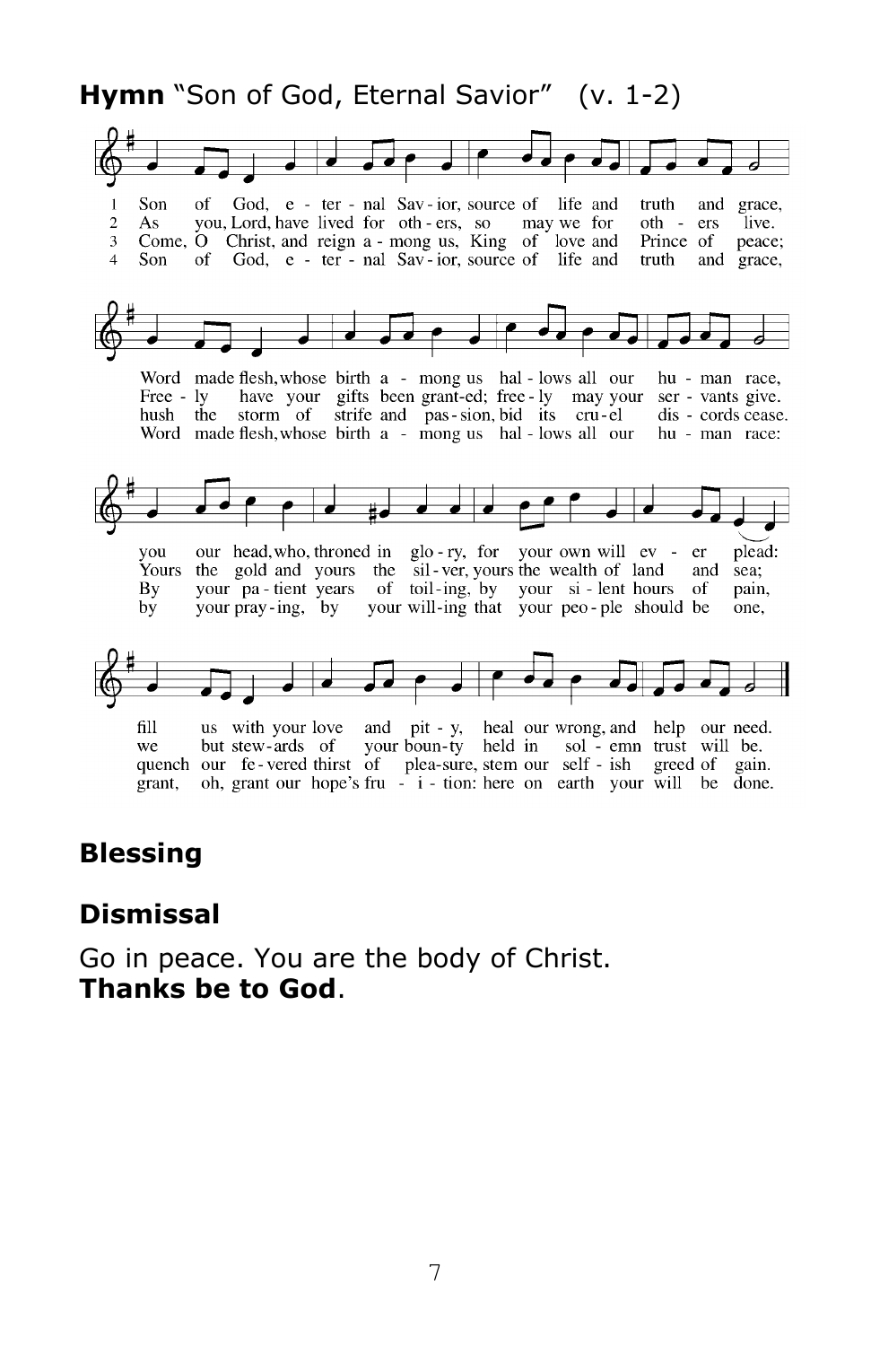**Hymn** "Son of God, Eternal Savior" (v. 1-2)

1 Son of God, e - ter - nal Sav - ior, source of life and truth and grace,
Word made flesh, whose birth a - mong us hal - lows all our hu - man race,
you our head, who, throned in glo - ry, for your own will ev - er plead:
fill us with your love and pit - y, heal our wrong, and help our need.

2 As you, Lord, have lived for oth - ers, so may we for oth - ers live.
Free - ly have your gifts been grant-ed; free - ly may your ser - vants give.
Yours the gold and yours the sil - ver, yours the wealth of land and sea;
we but stew - ards of your boun - ty held in sol - emn trust will be.

3 Come, O Christ, and reign a - mong us, King of love and Prince of peace;
hush the storm of strife and pas - sion, bid its cru - el dis - cords cease.
By your pa - tient years of toil - ing, by your si - lent hours of pain,
quench our fe - vered thirst of plea - sure, stem our self - ish greed of gain.

4 Son of God, e - ter - nal Sav - ior, source of life and truth and grace,
Word made flesh, whose birth a - mong us hal - lows all our hu - man race:
by your pray - ing, by your will - ing that your peo - ple should be one,
grant, oh, grant our hope's fru - i - tion: here on earth your will be done.

## Blessing

## Dismissal

Go in peace. You are the body of Christ.
**Thanks be to God**.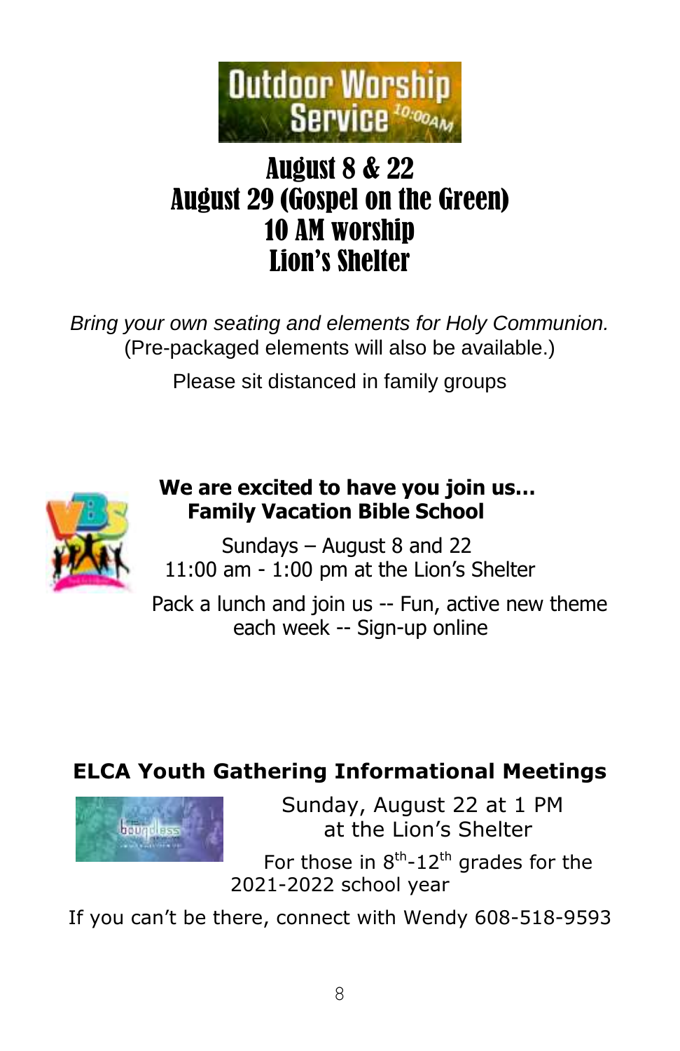# Outdoor Worship Service 10:00AM

## August 8 & 22
## August 29 (Gospel on the Green)
## 10 AM worship
## Lion's Shelter

*Bring your own seating and elements for Holy Communion.*
(Pre-packaged elements will also be available.)

Please sit distanced in family groups

**We are excited to have you join us…**
**Family Vacation Bible School**

Sundays – August 8 and 22
11:00 am - 1:00 pm at the Lion's Shelter

Pack a lunch and join us -- Fun, active new theme each week -- Sign-up online

## ELCA Youth Gathering Informational Meetings

Sunday, August 22 at 1 PM
at the Lion's Shelter

For those in 8th-12th grades for the 2021-2022 school year

If you can't be there, connect with Wendy 608-518-9593